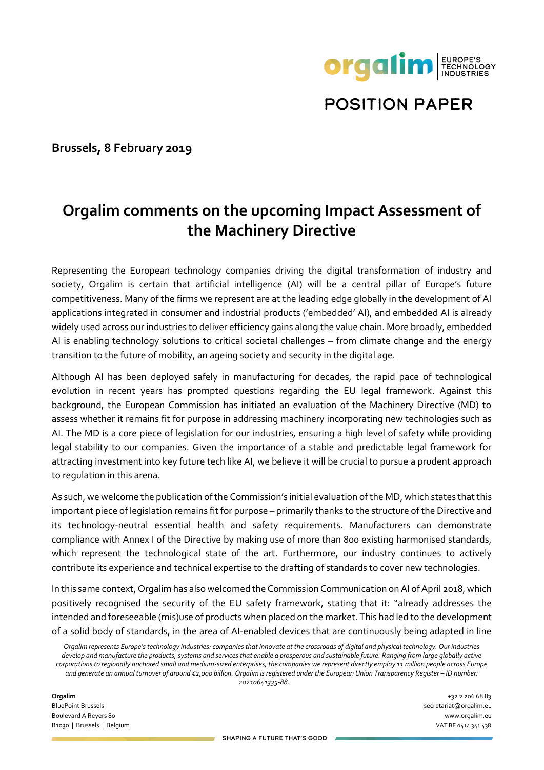# POSITION PAPER

**Brussels, 8 February 2019**

## Orgalim comments on the upcoming Impact Assessment of the Machinery Directive

Representing the European technology companies driving the digital transformation of industry and society, Orgalim is certain that artificial intelligence (AI) will be a central pillar of Europe's future competitiveness. Many of the firms we represent are at the leading edge globally in the development of AI applications integrated in consumer and industrial products ('embedded' AI), and embedded AI is already widely used across our industries to deliver efficiency gains along the value chain. More broadly, embedded AI is enabling technology solutions to critical societal challenges – from climate change and the energy transition to the future of mobility, an ageing society and security in the digital age.

Although AI has been deployed safely in manufacturing for decades, the rapid pace of technological evolution in recent years has prompted questions regarding the EU legal framework. Against this background, the European Commission has initiated an evaluation of the Machinery Directive (MD) to assess whether it remains fit for purpose in addressing machinery incorporating new technologies such as AI. The MD is a core piece of legislation for our industries, ensuring a high level of safety while providing legal stability to our companies. Given the importance of a stable and predictable legal framework for attracting investment into key future tech like AI, we believe it will be crucial to pursue a prudent approach to regulation in this arena.

As such, we welcome the publication of the Commission's initial evaluation of the MD, which states that this important piece of legislation remains fit for purpose – primarily thanks to the structure of the Directive and its technology-neutral essential health and safety requirements. Manufacturers can demonstrate compliance with Annex I of the Directive by making use of more than 800 existing harmonised standards, which represent the technological state of the art. Furthermore, our industry continues to actively contribute its experience and technical expertise to the drafting of standards to cover new technologies.

In this same context, Orgalim has also welcomed the Commission Communication on AI of April 2018, which positively recognised the security of the EU safety framework, stating that it: "already addresses the intended and foreseeable (mis)use of products when placed on the market. This had led to the development of a solid body of standards, in the area of AI-enabled devices that are continuously being adapted in line

*Orgalim represents Europe's technology industries: companies that innovate at the crossroads of digital and physical technology. Our industries develop and manufacture the products, systems and services that enable a prosperous and sustainable future. Ranging from large globally active corporations to regionally anchored small and medium-sized enterprises, the companies we represent directly employ 11 million people across Europe and generate an annual turnover of around €2,000 billion. Orgalim is registered under the European Union Transparency Register – ID number: 20210641335-88.*

**Orgalim**
BluePoint Brussels
Boulevard A Reyers 80
B1030 | Brussels | Belgium

+32 2 206 68 83
secretariat@orgalim.eu
www.orgalim.eu
VAT BE 0414 341 438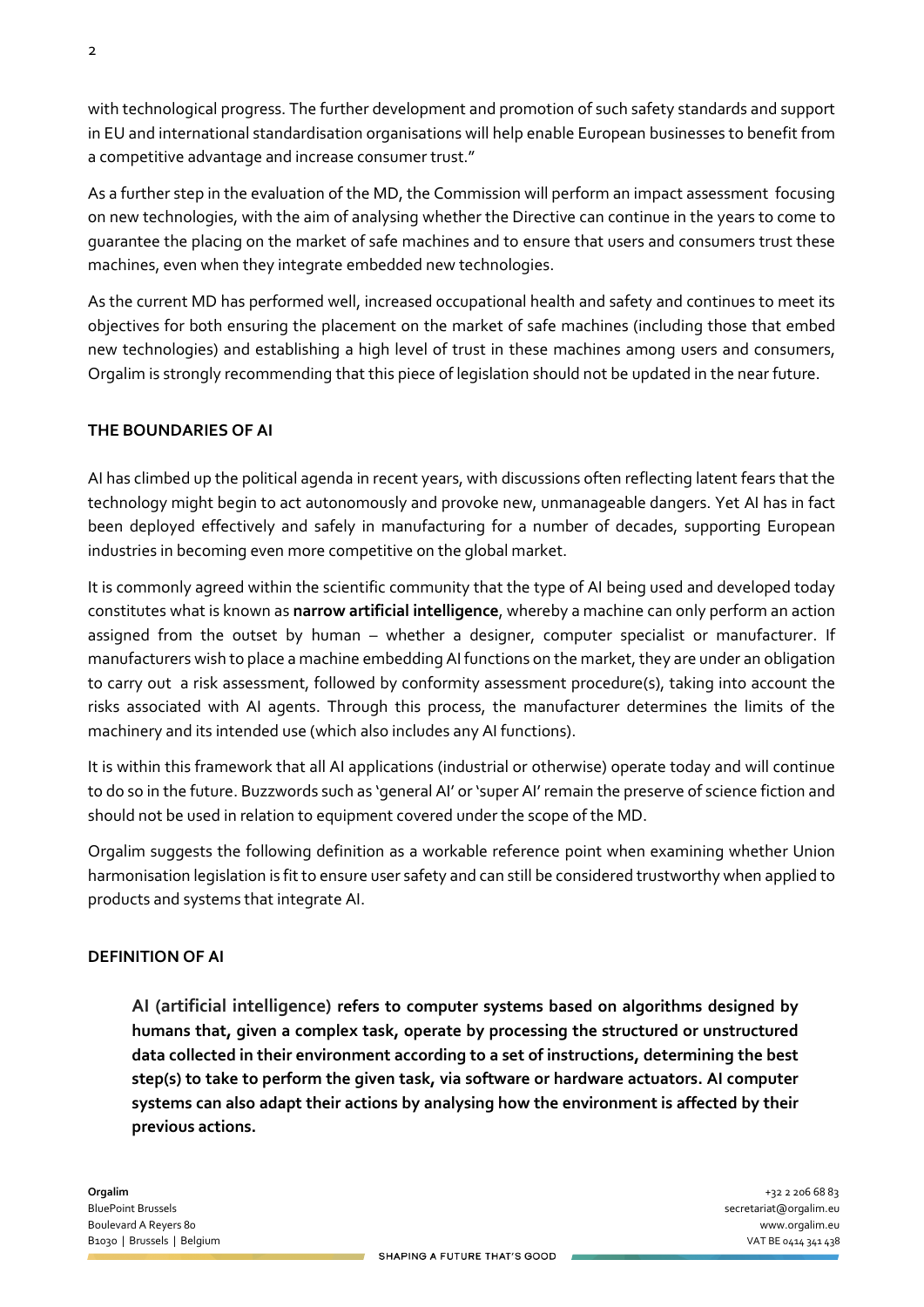with technological progress. The further development and promotion of such safety standards and support in EU and international standardisation organisations will help enable European businesses to benefit from a competitive advantage and increase consumer trust."

As a further step in the evaluation of the MD, the Commission will perform an impact assessment focusing on new technologies, with the aim of analysing whether the Directive can continue in the years to come to guarantee the placing on the market of safe machines and to ensure that users and consumers trust these machines, even when they integrate embedded new technologies.

As the current MD has performed well, increased occupational health and safety and continues to meet its objectives for both ensuring the placement on the market of safe machines (including those that embed new technologies) and establishing a high level of trust in these machines among users and consumers, Orgalim is strongly recommending that this piece of legislation should not be updated in the near future.

## THE BOUNDARIES OF AI

AI has climbed up the political agenda in recent years, with discussions often reflecting latent fears that the technology might begin to act autonomously and provoke new, unmanageable dangers. Yet AI has in fact been deployed effectively and safely in manufacturing for a number of decades, supporting European industries in becoming even more competitive on the global market.

It is commonly agreed within the scientific community that the type of AI being used and developed today constitutes what is known as **narrow artificial intelligence**, whereby a machine can only perform an action assigned from the outset by human – whether a designer, computer specialist or manufacturer. If manufacturers wish to place a machine embedding AI functions on the market, they are under an obligation to carry out a risk assessment, followed by conformity assessment procedure(s), taking into account the risks associated with AI agents. Through this process, the manufacturer determines the limits of the machinery and its intended use (which also includes any AI functions).

It is within this framework that all AI applications (industrial or otherwise) operate today and will continue to do so in the future. Buzzwords such as 'general AI' or 'super AI' remain the preserve of science fiction and should not be used in relation to equipment covered under the scope of the MD.

Orgalim suggests the following definition as a workable reference point when examining whether Union harmonisation legislation is fit to ensure user safety and can still be considered trustworthy when applied to products and systems that integrate AI.

## DEFINITION OF AI

> **AI (artificial intelligence) refers to computer systems based on algorithms designed by humans that, given a complex task, operate by processing the structured or unstructured data collected in their environment according to a set of instructions, determining the best step(s) to take to perform the given task, via software or hardware actuators. AI computer systems can also adapt their actions by analysing how the environment is affected by their previous actions.**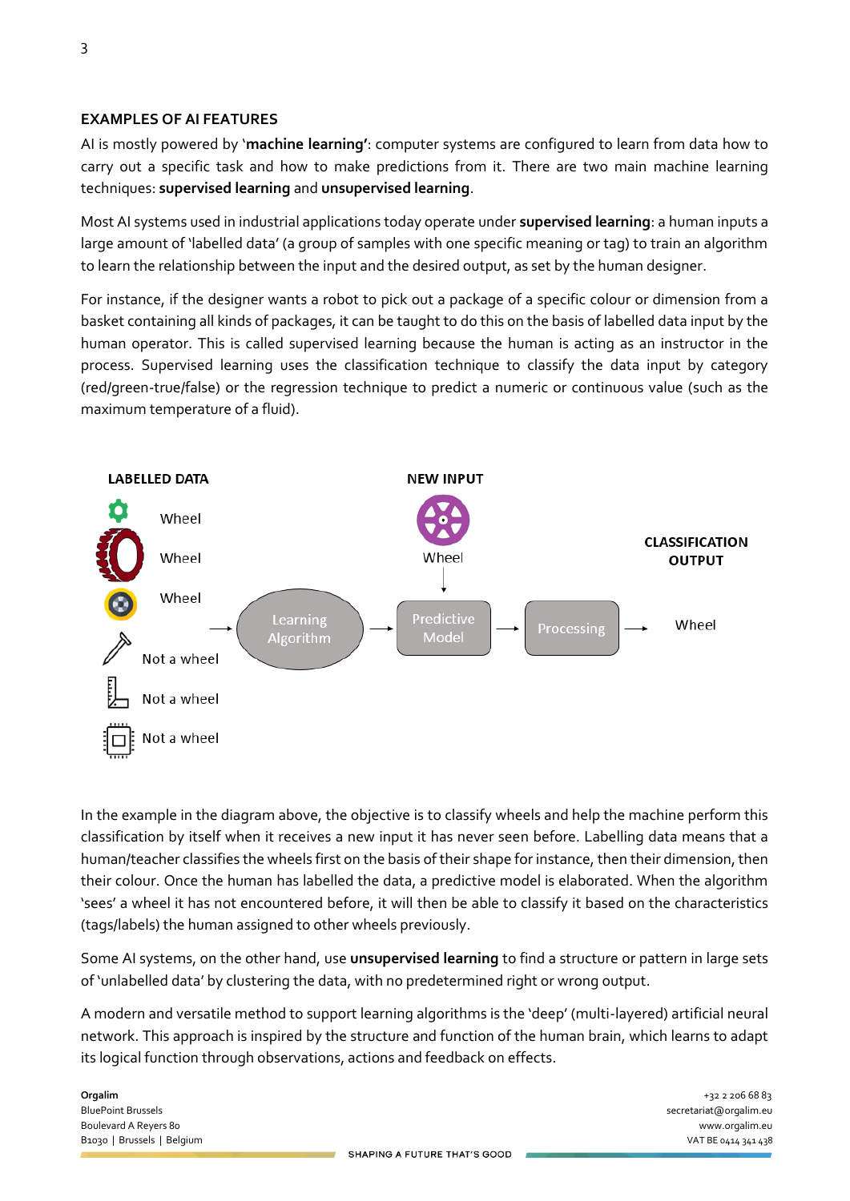## EXAMPLES OF AI FEATURES

AI is mostly powered by '**machine learning'**: computer systems are configured to learn from data how to carry out a specific task and how to make predictions from it. There are two main machine learning techniques: **supervised learning** and **unsupervised learning**.

Most AI systems used in industrial applications today operate under **supervised learning**: a human inputs a large amount of 'labelled data' (a group of samples with one specific meaning or tag) to train an algorithm to learn the relationship between the input and the desired output, as set by the human designer.

For instance, if the designer wants a robot to pick out a package of a specific colour or dimension from a basket containing all kinds of packages, it can be taught to do this on the basis of labelled data input by the human operator. This is called supervised learning because the human is acting as an instructor in the process. Supervised learning uses the classification technique to classify the data input by category (red/green-true/false) or the regression technique to predict a numeric or continuous value (such as the maximum temperature of a fluid).

**LABELLED DATA**

- Wheel
- Wheel
- Wheel
- Not a wheel
- Not a wheel
- Not a wheel

→ Learning Algorithm → Predictive Model → Processing → Wheel

**NEW INPUT**: Wheel → Predictive Model

**CLASSIFICATION OUTPUT**: Wheel

In the example in the diagram above, the objective is to classify wheels and help the machine perform this classification by itself when it receives a new input it has never seen before. Labelling data means that a human/teacher classifies the wheels first on the basis of their shape for instance, then their dimension, then their colour. Once the human has labelled the data, a predictive model is elaborated. When the algorithm 'sees' a wheel it has not encountered before, it will then be able to classify it based on the characteristics (tags/labels) the human assigned to other wheels previously.

Some AI systems, on the other hand, use **unsupervised learning** to find a structure or pattern in large sets of 'unlabelled data' by clustering the data, with no predetermined right or wrong output.

A modern and versatile method to support learning algorithms is the 'deep' (multi-layered) artificial neural network. This approach is inspired by the structure and function of the human brain, which learns to adapt its logical function through observations, actions and feedback on effects.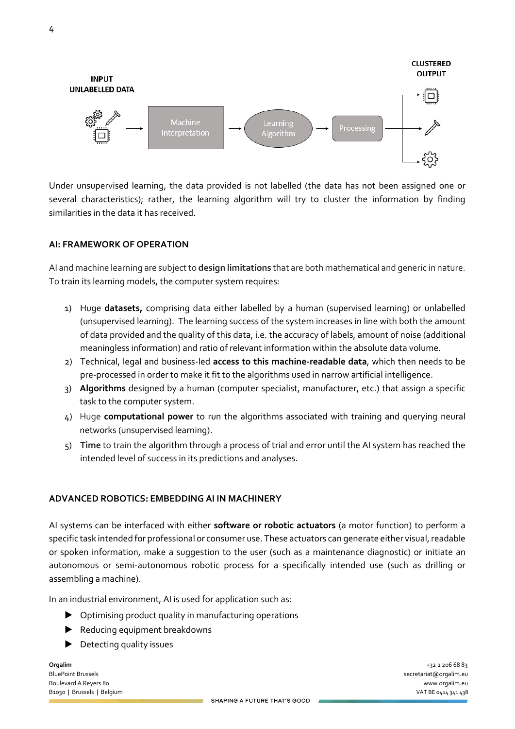Under unsupervised learning, the data provided is not labelled (the data has not been assigned one or several characteristics); rather, the learning algorithm will try to cluster the information by finding similarities in the data it has received.

## AI: FRAMEWORK OF OPERATION

AI and machine learning are subject to **design limitations** that are both mathematical and generic in nature. To train its learning models, the computer system requires:

1) Huge **datasets,** comprising data either labelled by a human (supervised learning) or unlabelled (unsupervised learning). The learning success of the system increases in line with both the amount of data provided and the quality of this data, i.e. the accuracy of labels, amount of noise (additional meaningless information) and ratio of relevant information within the absolute data volume.
2) Technical, legal and business-led **access to this machine-readable data**, which then needs to be pre-processed in order to make it fit to the algorithms used in narrow artificial intelligence.
3) **Algorithms** designed by a human (computer specialist, manufacturer, etc.) that assign a specific task to the computer system.
4) Huge **computational power** to run the algorithms associated with training and querying neural networks (unsupervised learning).
5) **Time** to train the algorithm through a process of trial and error until the AI system has reached the intended level of success in its predictions and analyses.

## ADVANCED ROBOTICS: EMBEDDING AI IN MACHINERY

AI systems can be interfaced with either **software or robotic actuators** (a motor function) to perform a specific task intended for professional or consumer use. These actuators can generate either visual, readable or spoken information, make a suggestion to the user (such as a maintenance diagnostic) or initiate an autonomous or semi-autonomous robotic process for a specifically intended use (such as drilling or assembling a machine).

In an industrial environment, AI is used for application such as:

- Optimising product quality in manufacturing operations
- Reducing equipment breakdowns
- Detecting quality issues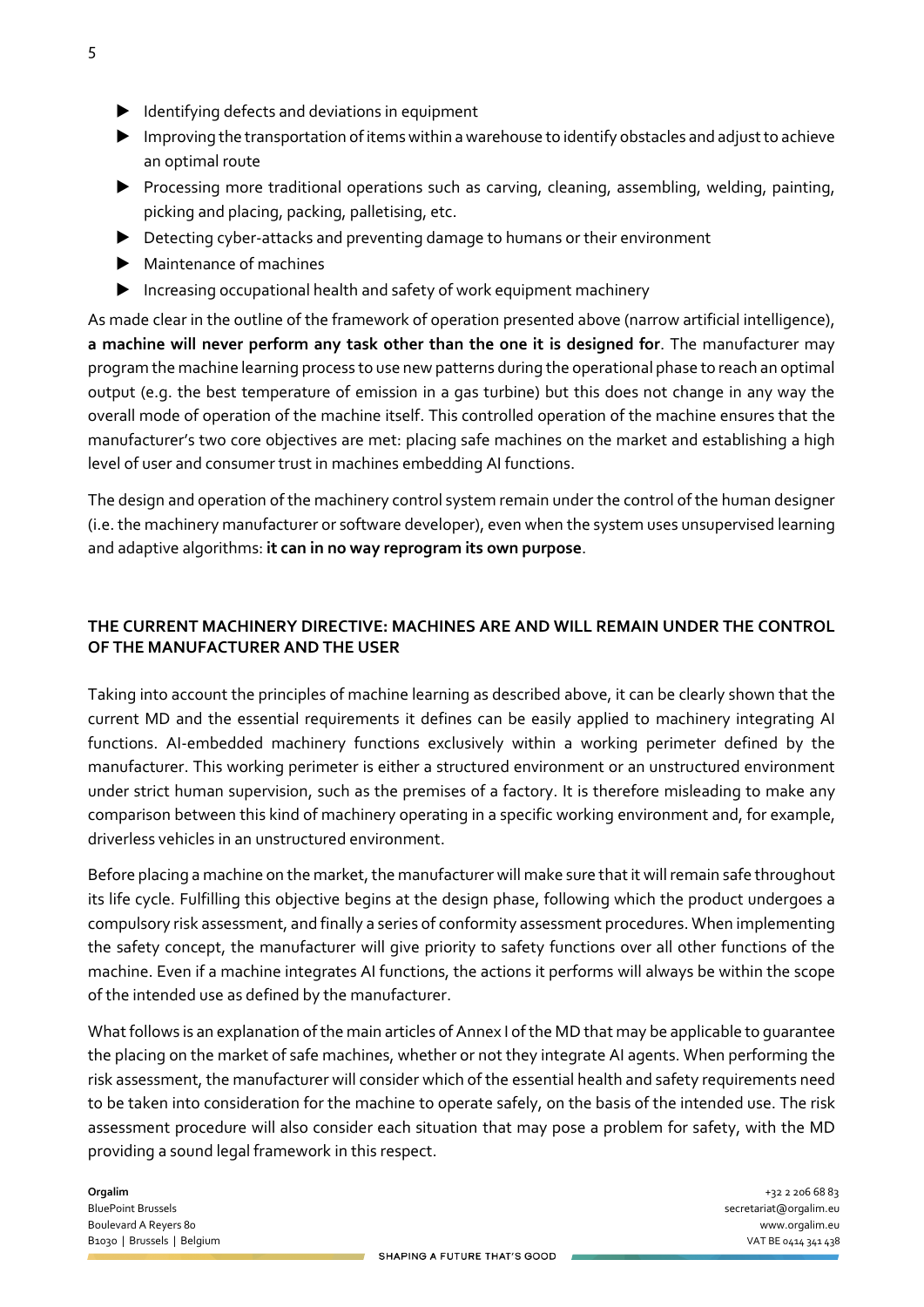- Identifying defects and deviations in equipment
- Improving the transportation of items within a warehouse to identify obstacles and adjust to achieve an optimal route
- Processing more traditional operations such as carving, cleaning, assembling, welding, painting, picking and placing, packing, palletising, etc.
- Detecting cyber-attacks and preventing damage to humans or their environment
- Maintenance of machines
- Increasing occupational health and safety of work equipment machinery

As made clear in the outline of the framework of operation presented above (narrow artificial intelligence), **a machine will never perform any task other than the one it is designed for**. The manufacturer may program the machine learning process to use new patterns during the operational phase to reach an optimal output (e.g. the best temperature of emission in a gas turbine) but this does not change in any way the overall mode of operation of the machine itself. This controlled operation of the machine ensures that the manufacturer's two core objectives are met: placing safe machines on the market and establishing a high level of user and consumer trust in machines embedding AI functions.

The design and operation of the machinery control system remain under the control of the human designer (i.e. the machinery manufacturer or software developer), even when the system uses unsupervised learning and adaptive algorithms: **it can in no way reprogram its own purpose**.

## THE CURRENT MACHINERY DIRECTIVE: MACHINES ARE AND WILL REMAIN UNDER THE CONTROL OF THE MANUFACTURER AND THE USER

Taking into account the principles of machine learning as described above, it can be clearly shown that the current MD and the essential requirements it defines can be easily applied to machinery integrating AI functions. AI-embedded machinery functions exclusively within a working perimeter defined by the manufacturer. This working perimeter is either a structured environment or an unstructured environment under strict human supervision, such as the premises of a factory. It is therefore misleading to make any comparison between this kind of machinery operating in a specific working environment and, for example, driverless vehicles in an unstructured environment.

Before placing a machine on the market, the manufacturer will make sure that it will remain safe throughout its life cycle. Fulfilling this objective begins at the design phase, following which the product undergoes a compulsory risk assessment, and finally a series of conformity assessment procedures. When implementing the safety concept, the manufacturer will give priority to safety functions over all other functions of the machine. Even if a machine integrates AI functions, the actions it performs will always be within the scope of the intended use as defined by the manufacturer.

What follows is an explanation of the main articles of Annex I of the MD that may be applicable to guarantee the placing on the market of safe machines, whether or not they integrate AI agents. When performing the risk assessment, the manufacturer will consider which of the essential health and safety requirements need to be taken into consideration for the machine to operate safely, on the basis of the intended use. The risk assessment procedure will also consider each situation that may pose a problem for safety, with the MD providing a sound legal framework in this respect.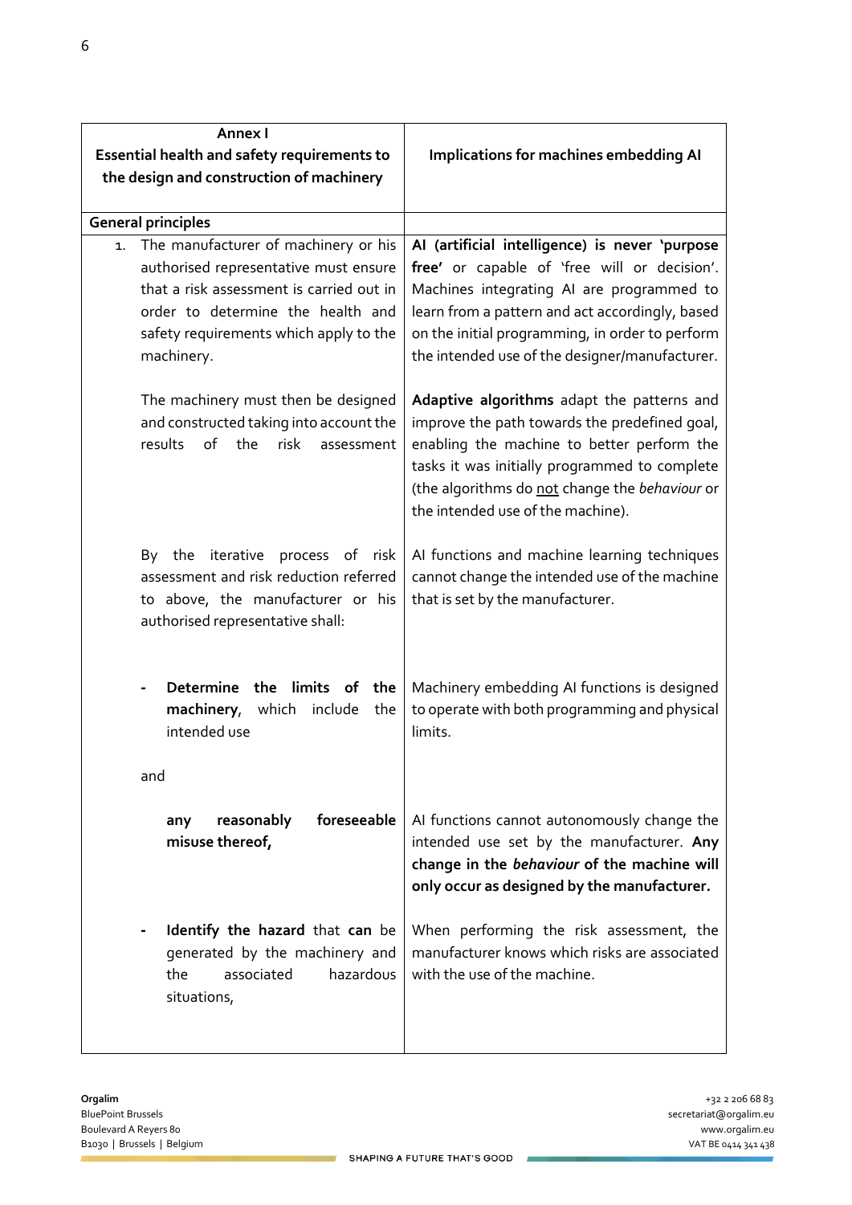| Annex I<br>Essential health and safety requirements to the design and construction of machinery | Implications for machines embedding AI |
|---|---|
| **General principles** | |
| 1. The manufacturer of machinery or his authorised representative must ensure that a risk assessment is carried out in order to determine the health and safety requirements which apply to the machinery. | **AI (artificial intelligence) is never 'purpose free'** or capable of 'free will or decision'. Machines integrating AI are programmed to learn from a pattern and act accordingly, based on the initial programming, in order to perform the intended use of the designer/manufacturer. |
| The machinery must then be designed and constructed taking into account the results of the risk assessment | **Adaptive algorithms** adapt the patterns and improve the path towards the predefined goal, enabling the machine to better perform the tasks it was initially programmed to complete (the algorithms do <u>not</u> change the *behaviour* or the intended use of the machine). |
| By the iterative process of risk assessment and risk reduction referred to above, the manufacturer or his authorised representative shall: | AI functions and machine learning techniques cannot change the intended use of the machine that is set by the manufacturer. |
| - **Determine the limits of the machinery**, which include the intended use | Machinery embedding AI functions is designed to operate with both programming and physical limits. |
| and | |
| **any reasonably foreseeable misuse thereof,** | AI functions cannot autonomously change the intended use set by the manufacturer. **Any change in the *behaviour* of the machine will only occur as designed by the manufacturer.** |
| - **Identify the hazard** that **can** be generated by the machinery and the associated hazardous situations, | When performing the risk assessment, the manufacturer knows which risks are associated with the use of the machine. |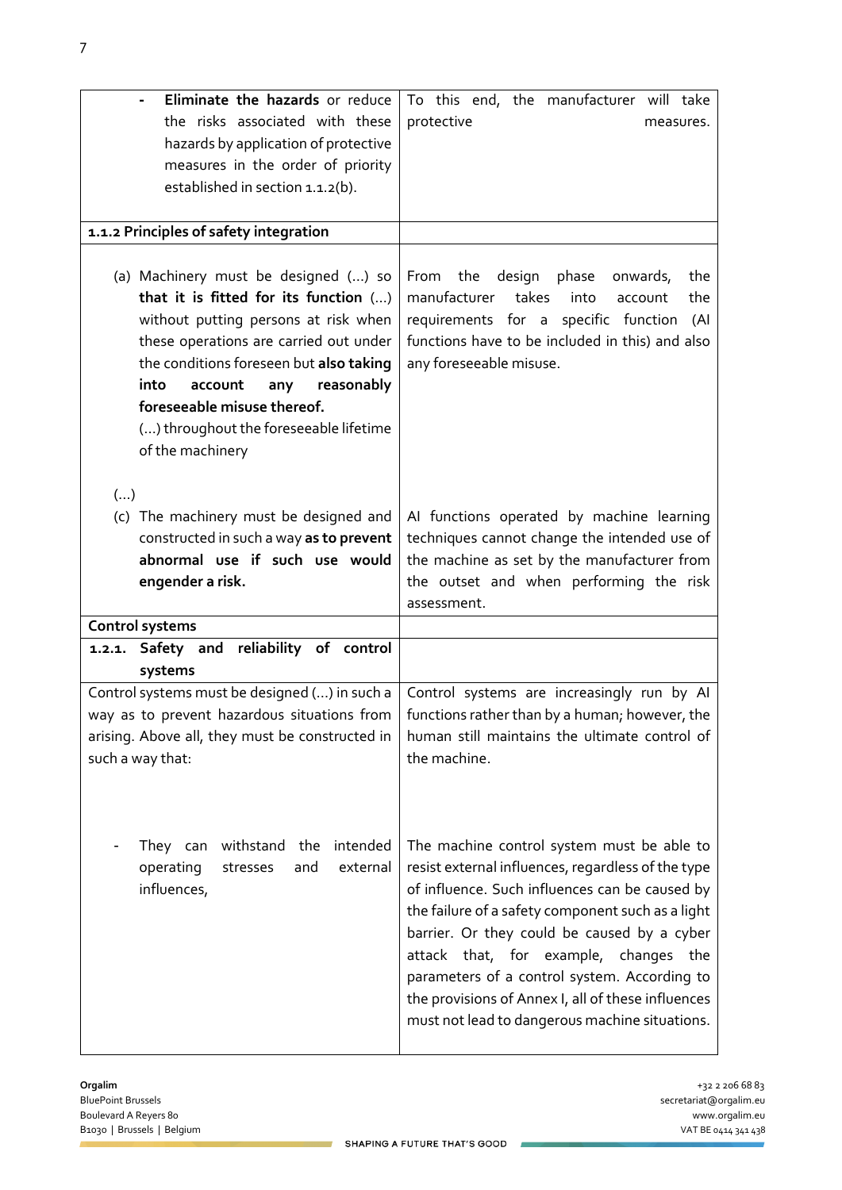| | |
|---|---|
| - **Eliminate the hazards** or reduce the risks associated with these hazards by application of protective measures in the order of priority established in section 1.1.2(b). | To this end, the manufacturer will take protective measures. |
| **1.1.2 Principles of safety integration** | |
| (a) Machinery must be designed (…) so **that it is fitted for its function** (…) without putting persons at risk when these operations are carried out under the conditions foreseen but **also taking into account any reasonably foreseeable misuse thereof.** (…) throughout the foreseeable lifetime of the machinery | From the design phase onwards, the manufacturer takes into account the requirements for a specific function (AI functions have to be included in this) and also any foreseeable misuse. |
| (…) (c) The machinery must be designed and constructed in such a way **as to prevent abnormal use if such use would engender a risk.** | AI functions operated by machine learning techniques cannot change the intended use of the machine as set by the manufacturer from the outset and when performing the risk assessment. |
| **Control systems** | |
| **1.2.1. Safety and reliability of control systems** | |
| Control systems must be designed (…) in such a way as to prevent hazardous situations from arising. Above all, they must be constructed in such a way that: | Control systems are increasingly run by AI functions rather than by a human; however, the human still maintains the ultimate control of the machine. |
| - They can withstand the intended operating stresses and external influences, | The machine control system must be able to resist external influences, regardless of the type of influence. Such influences can be caused by the failure of a safety component such as a light barrier. Or they could be caused by a cyber attack that, for example, changes the parameters of a control system. According to the provisions of Annex I, all of these influences must not lead to dangerous machine situations. |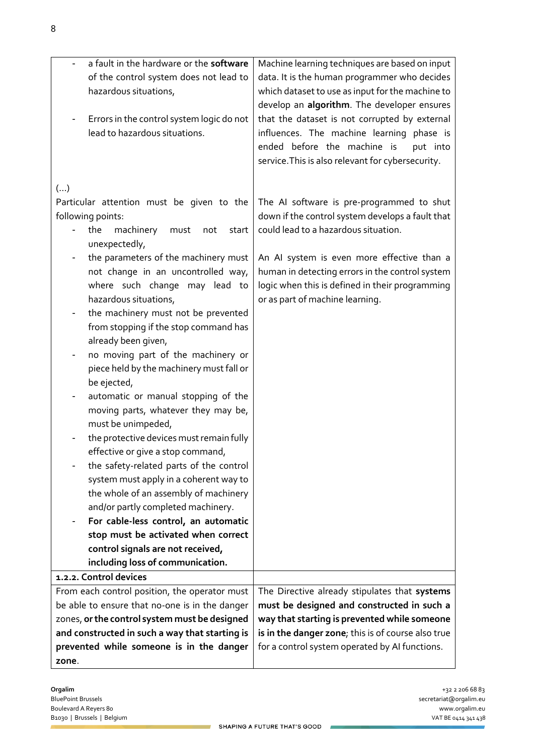| | |
|---|---|
| - a fault in the hardware or the **software** of the control system does not lead to hazardous situations,<br><br>- Errors in the control system logic do not lead to hazardous situations. | Machine learning techniques are based on input data. It is the human programmer who decides which dataset to use as input for the machine to develop an **algorithm**. The developer ensures that the dataset is not corrupted by external influences. The machine learning phase is ended before the machine is put into service.This is also relevant for cybersecurity. |
| (...)<br>Particular attention must be given to the following points:<br>- the machinery must not start unexpectedly,<br>- the parameters of the machinery must not change in an uncontrolled way, where such change may lead to hazardous situations,<br>- the machinery must not be prevented from stopping if the stop command has already been given,<br>- no moving part of the machinery or piece held by the machinery must fall or be ejected,<br>- automatic or manual stopping of the moving parts, whatever they may be, must be unimpeded,<br>- the protective devices must remain fully effective or give a stop command,<br>- the safety-related parts of the control system must apply in a coherent way to the whole of an assembly of machinery and/or partly completed machinery.<br>- **For cable-less control, an automatic stop must be activated when correct control signals are not received, including loss of communication.** | The AI software is pre-programmed to shut down if the control system develops a fault that could lead to a hazardous situation.<br><br>An AI system is even more effective than a human in detecting errors in the control system logic when this is defined in their programming or as part of machine learning. |
| **1.2.2. Control devices** | |
| From each control position, the operator must be able to ensure that no-one is in the danger zones, **or the control system must be designed and constructed in such a way that starting is prevented while someone is in the danger zone**. | The Directive already stipulates that **systems must be designed and constructed in such a way that starting is prevented while someone is in the danger zone**; this is of course also true for a control system operated by AI functions. |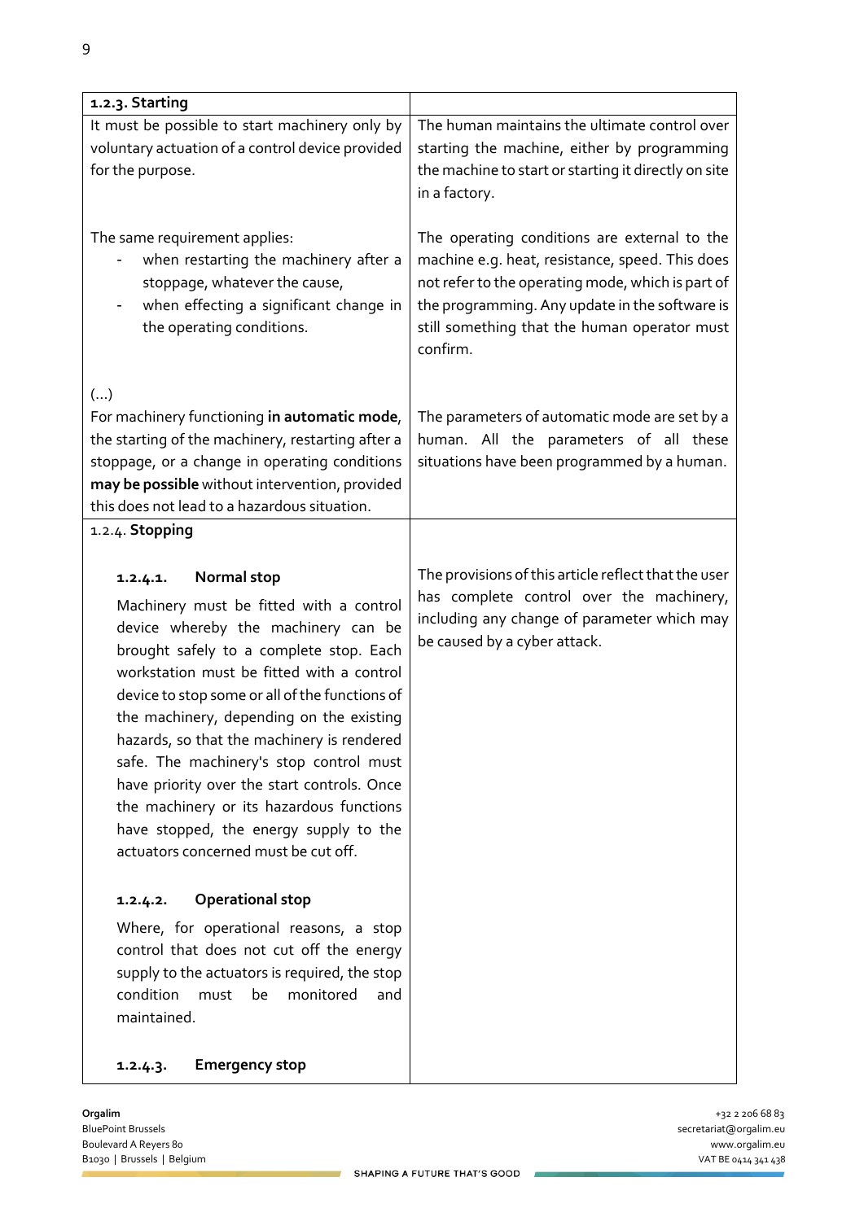| 1.2.3. Starting | |
|---|---|
| It must be possible to start machinery only by voluntary actuation of a control device provided for the purpose. | The human maintains the ultimate control over starting the machine, either by programming the machine to start or starting it directly on site in a factory. |
| The same requirement applies:<br>- when restarting the machinery after a stoppage, whatever the cause,<br>- when effecting a significant change in the operating conditions. | The operating conditions are external to the machine e.g. heat, resistance, speed. This does not refer to the operating mode, which is part of the programming. Any update in the software is still something that the human operator must confirm. |
| (…)<br>For machinery functioning **in automatic mode**, the starting of the machinery, restarting after a stoppage, or a change in operating conditions **may be possible** without intervention, provided this does not lead to a hazardous situation. | The parameters of automatic mode are set by a human. All the parameters of all these situations have been programmed by a human. |
| 1.2.4. **Stopping**<br><br>**1.2.4.1. Normal stop**<br>Machinery must be fitted with a control device whereby the machinery can be brought safely to a complete stop. Each workstation must be fitted with a control device to stop some or all of the functions of the machinery, depending on the existing hazards, so that the machinery is rendered safe. The machinery's stop control must have priority over the start controls. Once the machinery or its hazardous functions have stopped, the energy supply to the actuators concerned must be cut off.<br><br>**1.2.4.2. Operational stop**<br>Where, for operational reasons, a stop control that does not cut off the energy supply to the actuators is required, the stop condition must be monitored and maintained.<br><br>**1.2.4.3. Emergency stop** | The provisions of this article reflect that the user has complete control over the machinery, including any change of parameter which may be caused by a cyber attack. |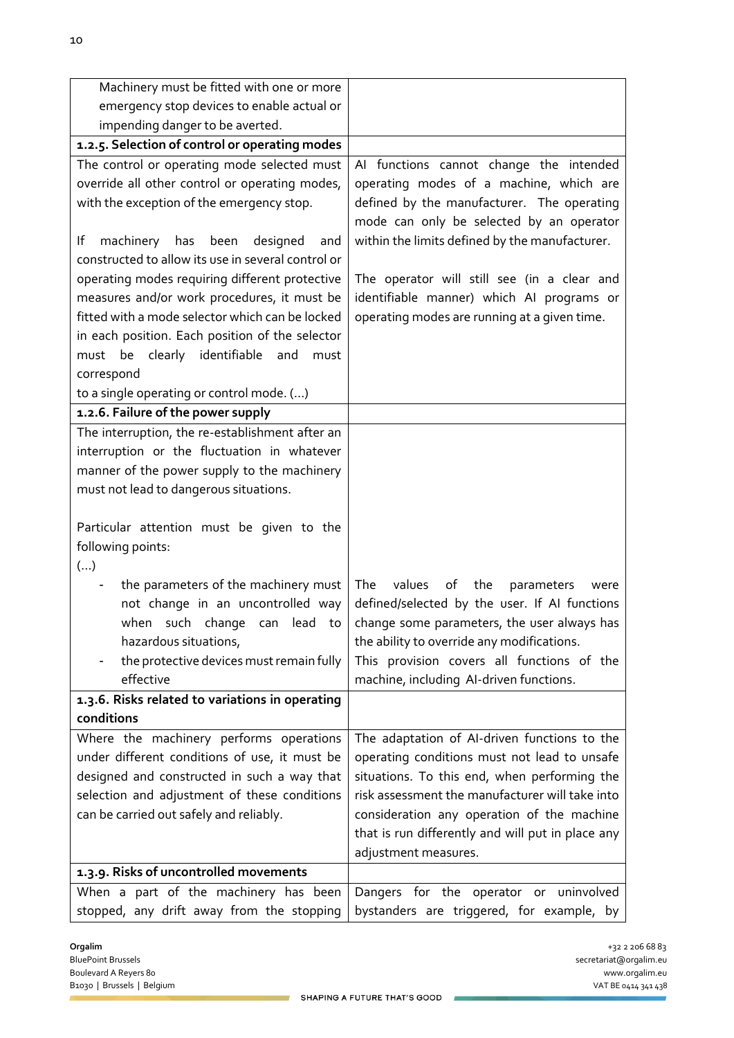| | |
|---|---|
| Machinery must be fitted with one or more emergency stop devices to enable actual or impending danger to be averted. | |
| **1.2.5. Selection of control or operating modes** | |
| The control or operating mode selected must override all other control or operating modes, with the exception of the emergency stop.<br><br>If machinery has been designed and constructed to allow its use in several control or operating modes requiring different protective measures and/or work procedures, it must be fitted with a mode selector which can be locked in each position. Each position of the selector must be clearly identifiable and must correspond<br>to a single operating or control mode. (…) | AI functions cannot change the intended operating modes of a machine, which are defined by the manufacturer. The operating mode can only be selected by an operator within the limits defined by the manufacturer.<br><br>The operator will still see (in a clear and identifiable manner) which AI programs or operating modes are running at a given time. |
| **1.2.6. Failure of the power supply** | |
| The interruption, the re-establishment after an interruption or the fluctuation in whatever manner of the power supply to the machinery must not lead to dangerous situations.<br><br>Particular attention must be given to the following points:<br>(…)<br>- the parameters of the machinery must not change in an uncontrolled way when such change can lead to hazardous situations,<br>- the protective devices must remain fully effective | The values of the parameters were defined/selected by the user. If AI functions change some parameters, the user always has the ability to override any modifications.<br>This provision covers all functions of the machine, including AI-driven functions. |
| **1.3.6. Risks related to variations in operating conditions** | |
| Where the machinery performs operations under different conditions of use, it must be designed and constructed in such a way that selection and adjustment of these conditions can be carried out safely and reliably. | The adaptation of AI-driven functions to the operating conditions must not lead to unsafe situations. To this end, when performing the risk assessment the manufacturer will take into consideration any operation of the machine that is run differently and will put in place any adjustment measures. |
| **1.3.9. Risks of uncontrolled movements** | |
| When a part of the machinery has been stopped, any drift away from the stopping | Dangers for the operator or uninvolved bystanders are triggered, for example, by |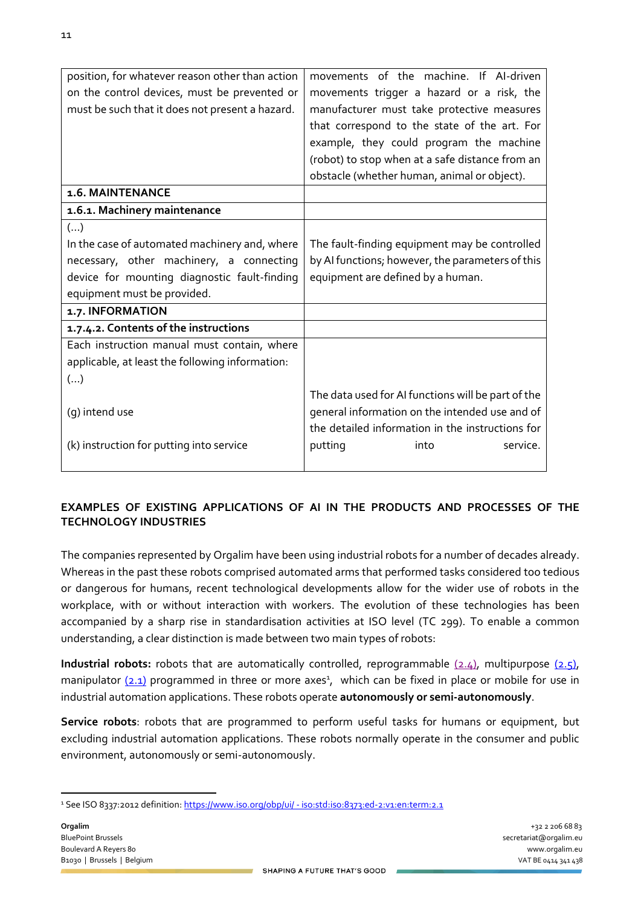| | |
|---|---|
| position, for whatever reason other than action on the control devices, must be prevented or must be such that it does not present a hazard. | movements of the machine. If AI-driven movements trigger a hazard or a risk, the manufacturer must take protective measures that correspond to the state of the art. For example, they could program the machine (robot) to stop when at a safe distance from an obstacle (whether human, animal or object). |
| **1.6. MAINTENANCE** | |
| **1.6.1. Machinery maintenance** | |
| (…) In the case of automated machinery and, where necessary, other machinery, a connecting device for mounting diagnostic fault-finding equipment must be provided. | The fault-finding equipment may be controlled by AI functions; however, the parameters of this equipment are defined by a human. |
| **1.7. INFORMATION** | |
| **1.7.4.2. Contents of the instructions** | |
| Each instruction manual must contain, where applicable, at least the following information: (…) (g) intend use (k) instruction for putting into service | The data used for AI functions will be part of the general information on the intended use and of the detailed information in the instructions for putting into service. |

**EXAMPLES OF EXISTING APPLICATIONS OF AI IN THE PRODUCTS AND PROCESSES OF THE TECHNOLOGY INDUSTRIES**

The companies represented by Orgalim have been using industrial robots for a number of decades already. Whereas in the past these robots comprised automated arms that performed tasks considered too tedious or dangerous for humans, recent technological developments allow for the wider use of robots in the workplace, with or without interaction with workers. The evolution of these technologies has been accompanied by a sharp rise in standardisation activities at ISO level (TC 299). To enable a common understanding, a clear distinction is made between two main types of robots:

**Industrial robots:** robots that are automatically controlled, reprogrammable (2.4), multipurpose (2.5), manipulator (2.1) programmed in three or more axes[1], which can be fixed in place or mobile for use in industrial automation applications. These robots operate **autonomously or semi-autonomously**.

**Service robots**: robots that are programmed to perform useful tasks for humans or equipment, but excluding industrial automation applications. These robots normally operate in the consumer and public environment, autonomously or semi-autonomously.

[1] See ISO 8337:2012 definition: https://www.iso.org/obp/ui/ - iso:std:iso:8373:ed-2:v1:en:term:2.1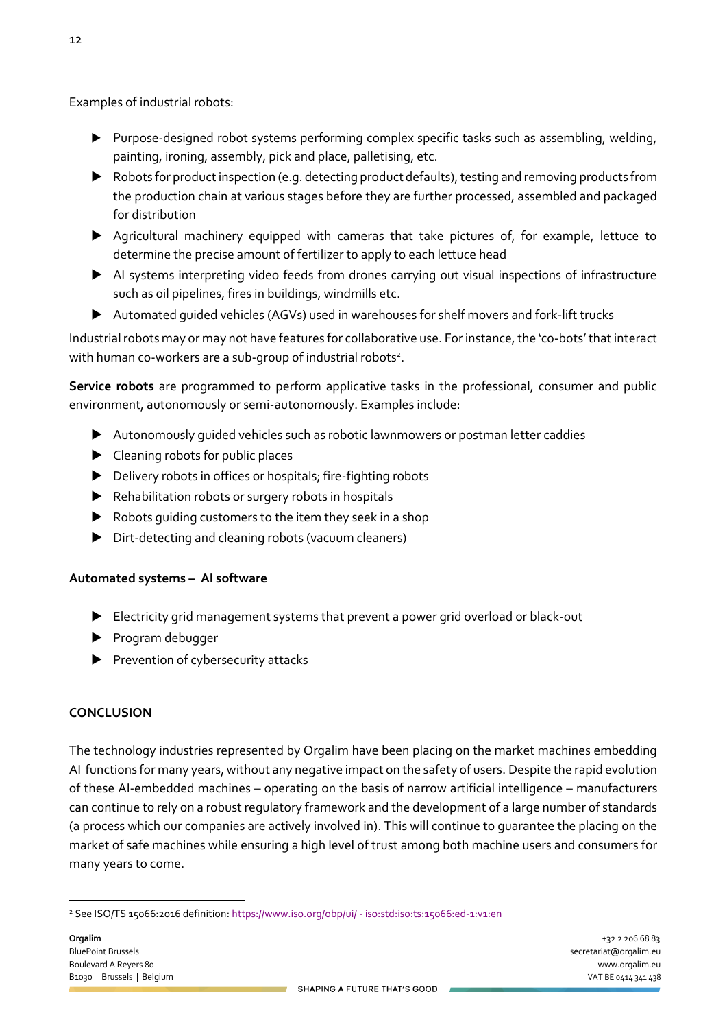Examples of industrial robots:

- Purpose-designed robot systems performing complex specific tasks such as assembling, welding, painting, ironing, assembly, pick and place, palletising, etc.
- Robots for product inspection (e.g. detecting product defaults), testing and removing products from the production chain at various stages before they are further processed, assembled and packaged for distribution
- Agricultural machinery equipped with cameras that take pictures of, for example, lettuce to determine the precise amount of fertilizer to apply to each lettuce head
- AI systems interpreting video feeds from drones carrying out visual inspections of infrastructure such as oil pipelines, fires in buildings, windmills etc.
- Automated guided vehicles (AGVs) used in warehouses for shelf movers and fork-lift trucks

Industrial robots may or may not have features for collaborative use. For instance, the 'co-bots' that interact with human co-workers are a sub-group of industrial robots[2].

**Service robots** are programmed to perform applicative tasks in the professional, consumer and public environment, autonomously or semi-autonomously. Examples include:

- Autonomously guided vehicles such as robotic lawnmowers or postman letter caddies
- Cleaning robots for public places
- Delivery robots in offices or hospitals; fire-fighting robots
- Rehabilitation robots or surgery robots in hospitals
- Robots guiding customers to the item they seek in a shop
- Dirt-detecting and cleaning robots (vacuum cleaners)

**Automated systems – AI software**

- Electricity grid management systems that prevent a power grid overload or black-out
- Program debugger
- Prevention of cybersecurity attacks

## CONCLUSION

The technology industries represented by Orgalim have been placing on the market machines embedding AI functions for many years, without any negative impact on the safety of users. Despite the rapid evolution of these AI-embedded machines – operating on the basis of narrow artificial intelligence – manufacturers can continue to rely on a robust regulatory framework and the development of a large number of standards (a process which our companies are actively involved in). This will continue to guarantee the placing on the market of safe machines while ensuring a high level of trust among both machine users and consumers for many years to come.

---

[2] See ISO/TS 15066:2016 definition: https://www.iso.org/obp/ui/ - iso:std:iso:ts:15066:ed-1:v1:en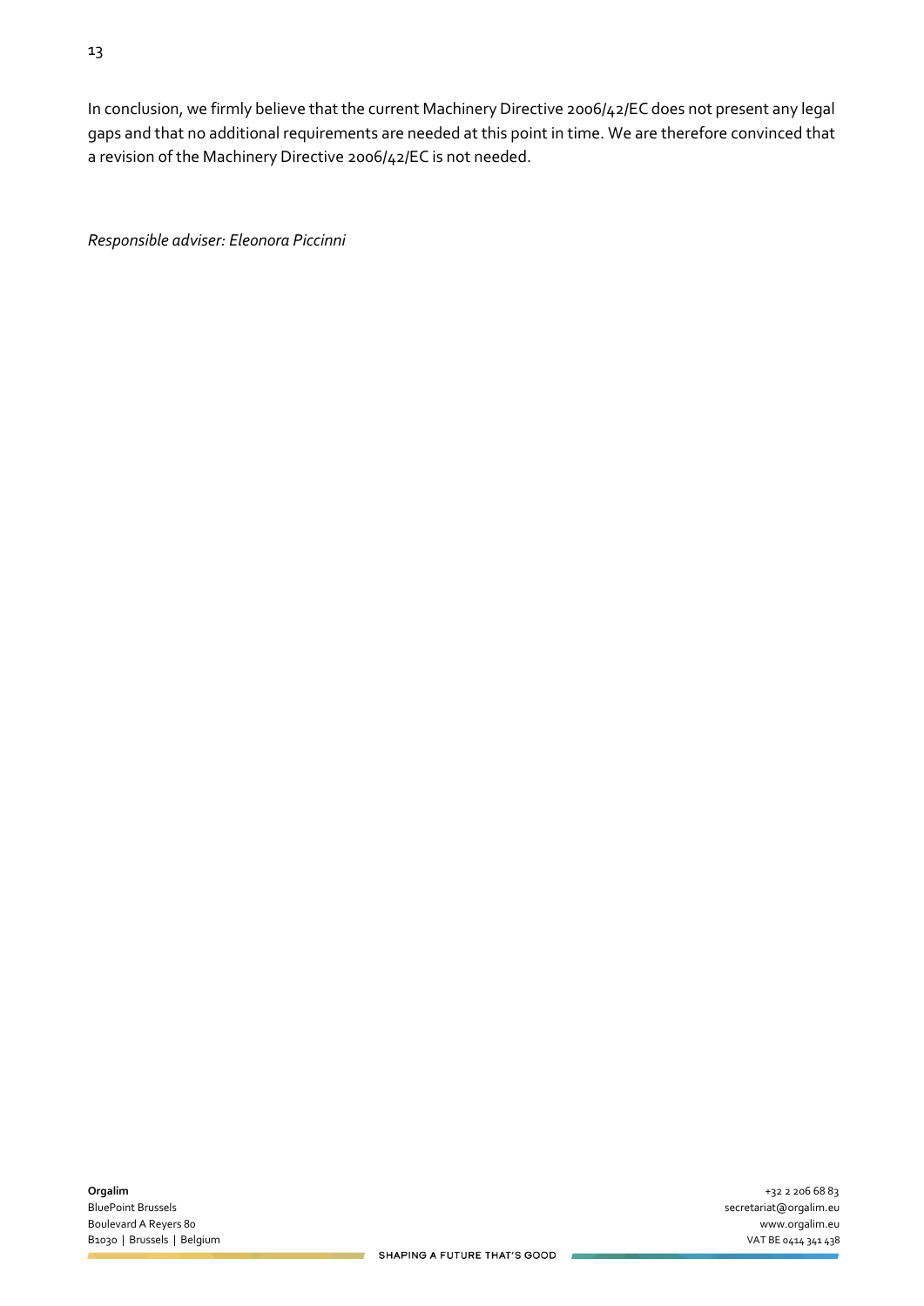In conclusion, we firmly believe that the current Machinery Directive 2006/42/EC does not present any legal gaps and that no additional requirements are needed at this point in time. We are therefore convinced that a revision of the Machinery Directive 2006/42/EC is not needed.

*Responsible adviser: Eleonora Piccinni*